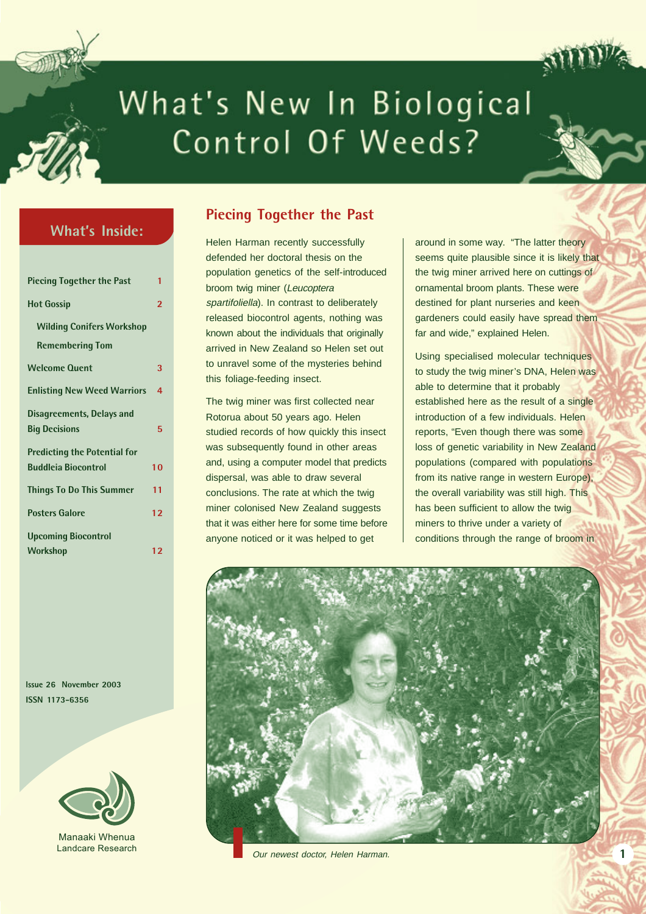# What's New In Biological Control Of Weeds?

## What's Inside:

| | |
|---|---|
| Piecing Together the Past | 1 |
| Hot Gossip | 2 |
| Wilding Conifers Workshop | |
| Remembering Tom | |
| Welcome Quent | 3 |
| Enlisting New Weed Warriors | 4 |
| Disagreements, Delays and Big Decisions | 5 |
| Predicting the Potential for Buddleia Biocontrol | 10 |
| Things To Do This Summer | 11 |
| Posters Galore | 12 |
| Upcoming Biocontrol Workshop | 12 |

Issue 26 November 2003
ISSN 1173-6356

Manaaki Whenua
Landcare Research

## Piecing Together the Past

Helen Harman recently successfully defended her doctoral thesis on the population genetics of the self-introduced broom twig miner (*Leucoptera spartifoliella*). In contrast to deliberately released biocontrol agents, nothing was known about the individuals that originally arrived in New Zealand so Helen set out to unravel some of the mysteries behind this foliage-feeding insect.

The twig miner was first collected near Rotorua about 50 years ago. Helen studied records of how quickly this insect was subsequently found in other areas and, using a computer model that predicts dispersal, was able to draw several conclusions. The rate at which the twig miner colonised New Zealand suggests that it was either here for some time before anyone noticed or it was helped to get around in some way. "The latter theory seems quite plausible since it is likely that the twig miner arrived here on cuttings of ornamental broom plants. These were destined for plant nurseries and keen gardeners could easily have spread them far and wide," explained Helen.

Using specialised molecular techniques to study the twig miner's DNA, Helen was able to determine that it probably established here as the result of a single introduction of a few individuals. Helen reports, "Even though there was some loss of genetic variability in New Zealand populations (compared with populations from its native range in western Europe), the overall variability was still high. This has been sufficient to allow the twig miners to thrive under a variety of conditions through the range of broom in

*Our newest doctor, Helen Harman.*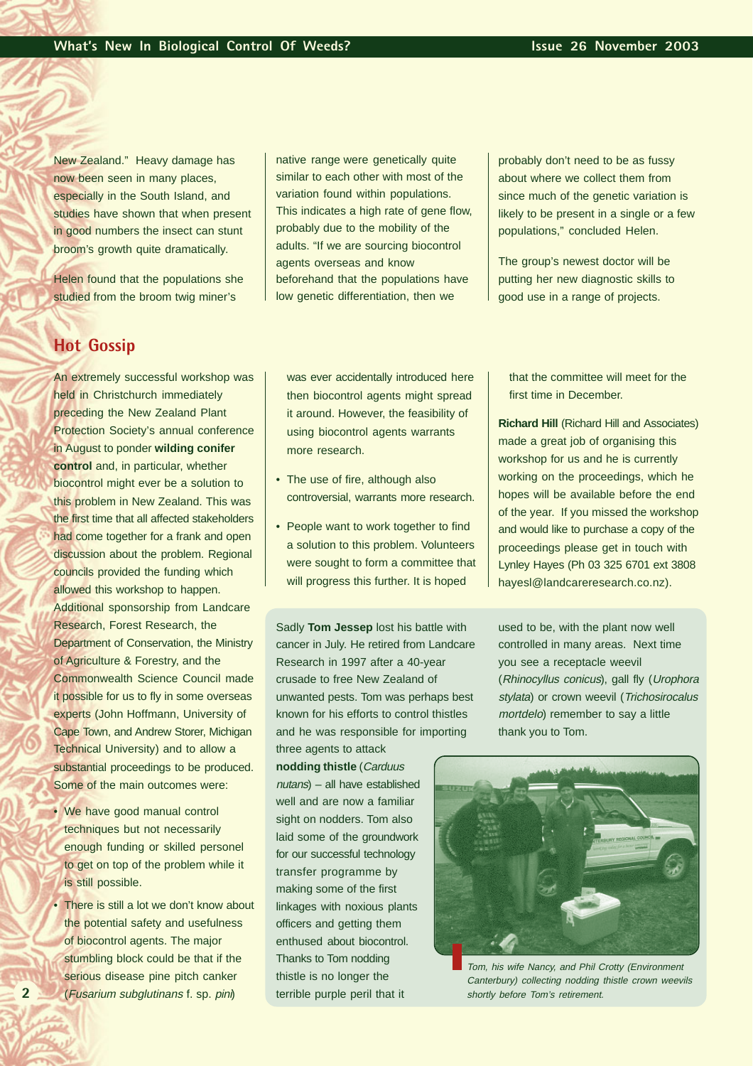New Zealand." Heavy damage has now been seen in many places, especially in the South Island, and studies have shown that when present in good numbers the insect can stunt broom's growth quite dramatically.

Helen found that the populations she studied from the broom twig miner's native range were genetically quite similar to each other with most of the variation found within populations. This indicates a high rate of gene flow, probably due to the mobility of the adults. "If we are sourcing biocontrol agents overseas and know beforehand that the populations have low genetic differentiation, then we probably don't need to be as fussy about where we collect them from since much of the genetic variation is likely to be present in a single or a few populations," concluded Helen.

The group's newest doctor will be putting her new diagnostic skills to good use in a range of projects.

## Hot Gossip

An extremely successful workshop was held in Christchurch immediately preceding the New Zealand Plant Protection Society's annual conference in August to ponder **wilding conifer control** and, in particular, whether biocontrol might ever be a solution to this problem in New Zealand. This was the first time that all affected stakeholders had come together for a frank and open discussion about the problem. Regional councils provided the funding which allowed this workshop to happen. Additional sponsorship from Landcare Research, Forest Research, the Department of Conservation, the Ministry of Agriculture & Forestry, and the Commonwealth Science Council made it possible for us to fly in some overseas experts (John Hoffmann, University of Cape Town, and Andrew Storer, Michigan Technical University) and to allow a substantial proceedings to be produced. Some of the main outcomes were:

- We have good manual control techniques but not necessarily enough funding or skilled personel to get on top of the problem while it is still possible.
- There is still a lot we don't know about the potential safety and usefulness of biocontrol agents. The major stumbling block could be that if the serious disease pine pitch canker (*Fusarium subglutinans* f. sp. *pini*) was ever accidentally introduced here then biocontrol agents might spread it around. However, the feasibility of using biocontrol agents warrants more research.
- The use of fire, although also controversial, warrants more research.
- People want to work together to find a solution to this problem. Volunteers were sought to form a committee that will progress this further. It is hoped that the committee will meet for the first time in December.

**Richard Hill** (Richard Hill and Associates) made a great job of organising this workshop for us and he is currently working on the proceedings, which he hopes will be available before the end of the year. If you missed the workshop and would like to purchase a copy of the proceedings please get in touch with Lynley Hayes (Ph 03 325 6701 ext 3808 hayesl@landcareresearch.co.nz).

Sadly **Tom Jessep** lost his battle with cancer in July. He retired from Landcare Research in 1997 after a 40-year crusade to free New Zealand of unwanted pests. Tom was perhaps best known for his efforts to control thistles and he was responsible for importing three agents to attack **nodding thistle** (*Carduus nutans*) – all have established well and are now a familiar sight on nodders. Tom also laid some of the groundwork for our successful technology transfer programme by making some of the first linkages with noxious plants officers and getting them enthused about biocontrol. Thanks to Tom nodding thistle is no longer the terrible purple peril that it used to be, with the plant now well controlled in many areas. Next time you see a receptacle weevil (*Rhinocyllus conicus*), gall fly (*Urophora stylata*) or crown weevil (*Trichosirocalus mortdelo*) remember to say a little thank you to Tom.

*Tom, his wife Nancy, and Phil Crotty (Environment Canterbury) collecting nodding thistle crown weevils shortly before Tom's retirement.*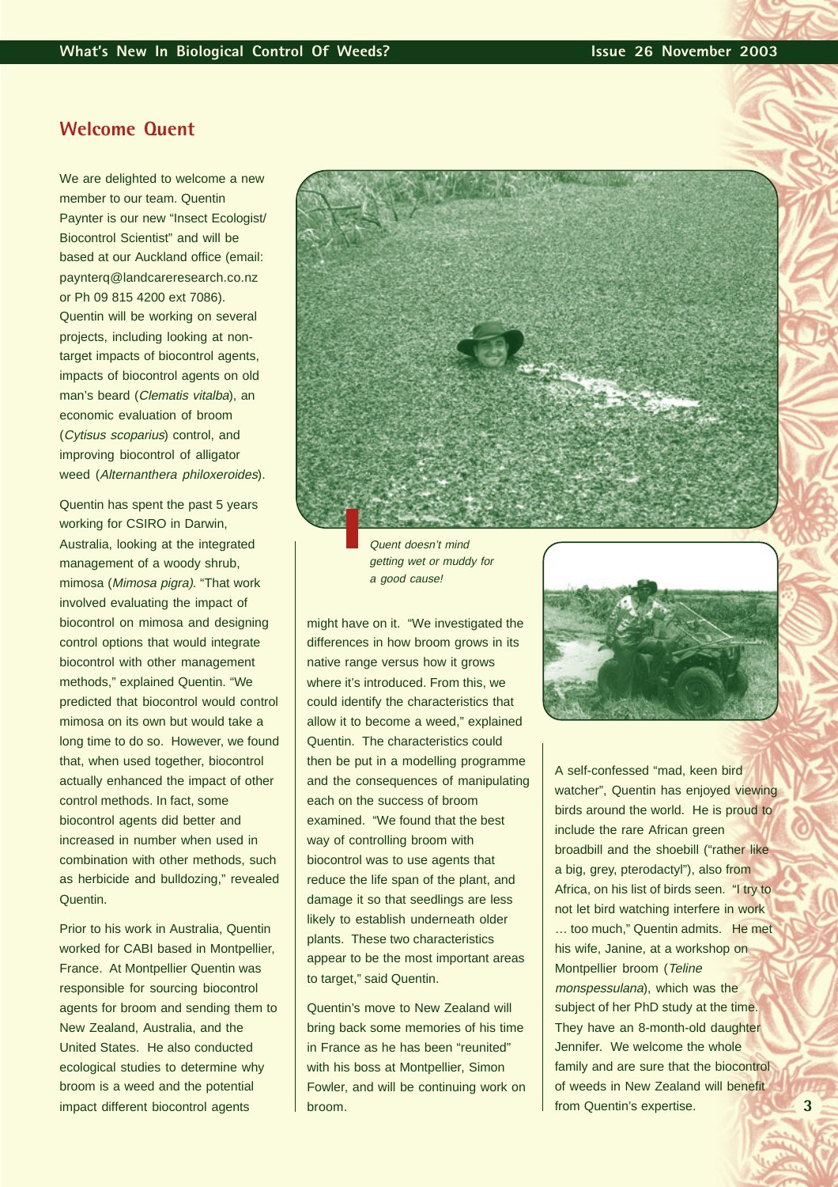## Welcome Quent

We are delighted to welcome a new member to our team. Quentin Paynter is our new "Insect Ecologist/ Biocontrol Scientist" and will be based at our Auckland office (email: paynterq@landcareresearch.co.nz or Ph 09 815 4200 ext 7086). Quentin will be working on several projects, including looking at non-target impacts of biocontrol agents, impacts of biocontrol agents on old man's beard (*Clematis vitalba*), an economic evaluation of broom (*Cytisus scoparius*) control, and improving biocontrol of alligator weed (*Alternanthera philoxeroides*).

Quentin has spent the past 5 years working for CSIRO in Darwin, Australia, looking at the integrated management of a woody shrub, mimosa (*Mimosa pigra*). "That work involved evaluating the impact of biocontrol on mimosa and designing control options that would integrate biocontrol with other management methods," explained Quentin. "We predicted that biocontrol would control mimosa on its own but would take a long time to do so. However, we found that, when used together, biocontrol actually enhanced the impact of other control methods. In fact, some biocontrol agents did better and increased in number when used in combination with other methods, such as herbicide and bulldozing," revealed Quentin.

Prior to his work in Australia, Quentin worked for CABI based in Montpellier, France. At Montpellier Quentin was responsible for sourcing biocontrol agents for broom and sending them to New Zealand, Australia, and the United States. He also conducted ecological studies to determine why broom is a weed and the potential impact different biocontrol agents might have on it. "We investigated the differences in how broom grows in its native range versus how it grows where it's introduced. From this, we could identify the characteristics that allow it to become a weed," explained Quentin. The characteristics could then be put in a modelling programme and the consequences of manipulating each on the success of broom examined. "We found that the best way of controlling broom with biocontrol was to use agents that reduce the life span of the plant, and damage it so that seedlings are less likely to establish underneath older plants. These two characteristics appear to be the most important areas to target," said Quentin.

*Quent doesn't mind getting wet or muddy for a good cause!*

Quentin's move to New Zealand will bring back some memories of his time in France as he has been "reunited" with his boss at Montpellier, Simon Fowler, and will be continuing work on broom.

A self-confessed "mad, keen bird watcher", Quentin has enjoyed viewing birds around the world. He is proud to include the rare African green broadbill and the shoebill ("rather like a big, grey, pterodactyl"), also from Africa, on his list of birds seen. "I try to not let bird watching interfere in work … too much," Quentin admits. He met his wife, Janine, at a workshop on Montpellier broom (*Teline monspessulana*), which was the subject of her PhD study at the time. They have an 8-month-old daughter Jennifer. We welcome the whole family and are sure that the biocontrol of weeds in New Zealand will benefit from Quentin's expertise.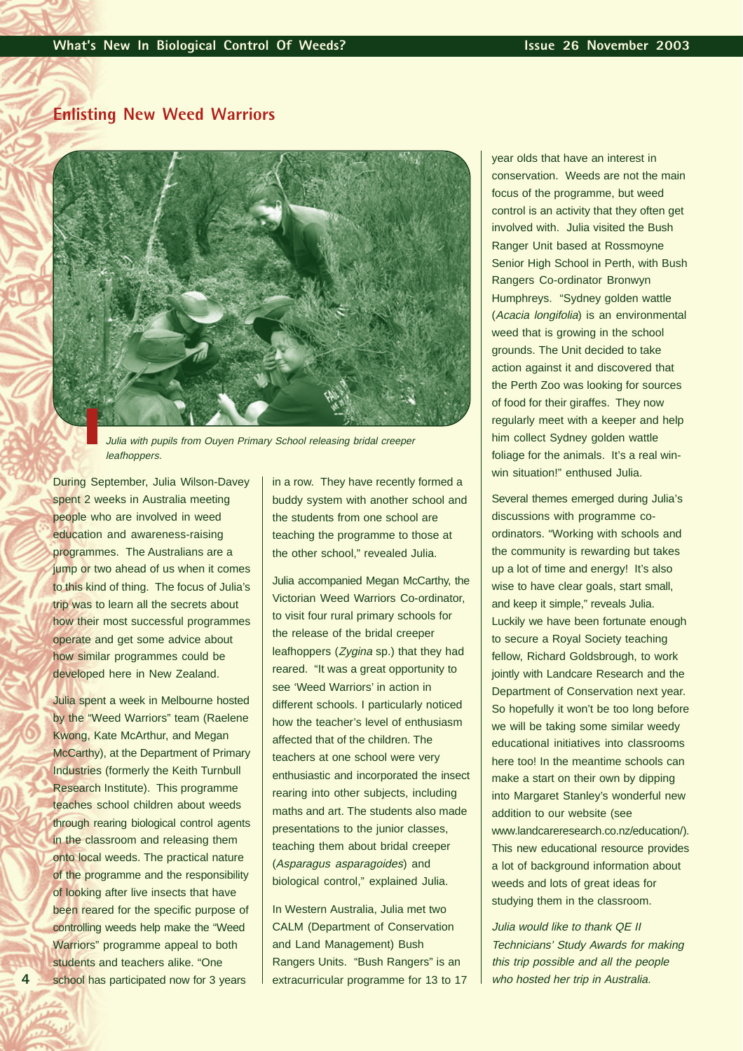## Enlisting New Weed Warriors

*Julia with pupils from Ouyen Primary School releasing bridal creeper leafhoppers.*

During September, Julia Wilson-Davey spent 2 weeks in Australia meeting people who are involved in weed education and awareness-raising programmes. The Australians are a jump or two ahead of us when it comes to this kind of thing. The focus of Julia's trip was to learn all the secrets about how their most successful programmes operate and get some advice about how similar programmes could be developed here in New Zealand.

Julia spent a week in Melbourne hosted by the "Weed Warriors" team (Raelene Kwong, Kate McArthur, and Megan McCarthy), at the Department of Primary Industries (formerly the Keith Turnbull Research Institute). This programme teaches school children about weeds through rearing biological control agents in the classroom and releasing them onto local weeds. The practical nature of the programme and the responsibility of looking after live insects that have been reared for the specific purpose of controlling weeds help make the "Weed Warriors" programme appeal to both students and teachers alike. "One school has participated now for 3 years in a row. They have recently formed a buddy system with another school and the students from one school are teaching the programme to those at the other school," revealed Julia.

Julia accompanied Megan McCarthy, the Victorian Weed Warriors Co-ordinator, to visit four rural primary schools for the release of the bridal creeper leafhoppers (*Zygina* sp.) that they had reared. "It was a great opportunity to see 'Weed Warriors' in action in different schools. I particularly noticed how the teacher's level of enthusiasm affected that of the children. The teachers at one school were very enthusiastic and incorporated the insect rearing into other subjects, including maths and art. The students also made presentations to the junior classes, teaching them about bridal creeper (*Asparagus asparagoides*) and biological control," explained Julia.

In Western Australia, Julia met two CALM (Department of Conservation and Land Management) Bush Rangers Units. "Bush Rangers" is an extracurricular programme for 13 to 17 year olds that have an interest in conservation. Weeds are not the main focus of the programme, but weed control is an activity that they often get involved with. Julia visited the Bush Ranger Unit based at Rossmoyne Senior High School in Perth, with Bush Rangers Co-ordinator Bronwyn Humphreys. "Sydney golden wattle (*Acacia longifolia*) is an environmental weed that is growing in the school grounds. The Unit decided to take action against it and discovered that the Perth Zoo was looking for sources of food for their giraffes. They now regularly meet with a keeper and help him collect Sydney golden wattle foliage for the animals. It's a real win-win situation!" enthused Julia.

Several themes emerged during Julia's discussions with programme co-ordinators. "Working with schools and the community is rewarding but takes up a lot of time and energy! It's also wise to have clear goals, start small, and keep it simple," reveals Julia. Luckily we have been fortunate enough to secure a Royal Society teaching fellow, Richard Goldsbrough, to work jointly with Landcare Research and the Department of Conservation next year. So hopefully it won't be too long before we will be taking some similar weedy educational initiatives into classrooms here too! In the meantime schools can make a start on their own by dipping into Margaret Stanley's wonderful new addition to our website (see www.landcareresearch.co.nz/education/). This new educational resource provides a lot of background information about weeds and lots of great ideas for studying them in the classroom.

*Julia would like to thank QE II Technicians' Study Awards for making this trip possible and all the people who hosted her trip in Australia.*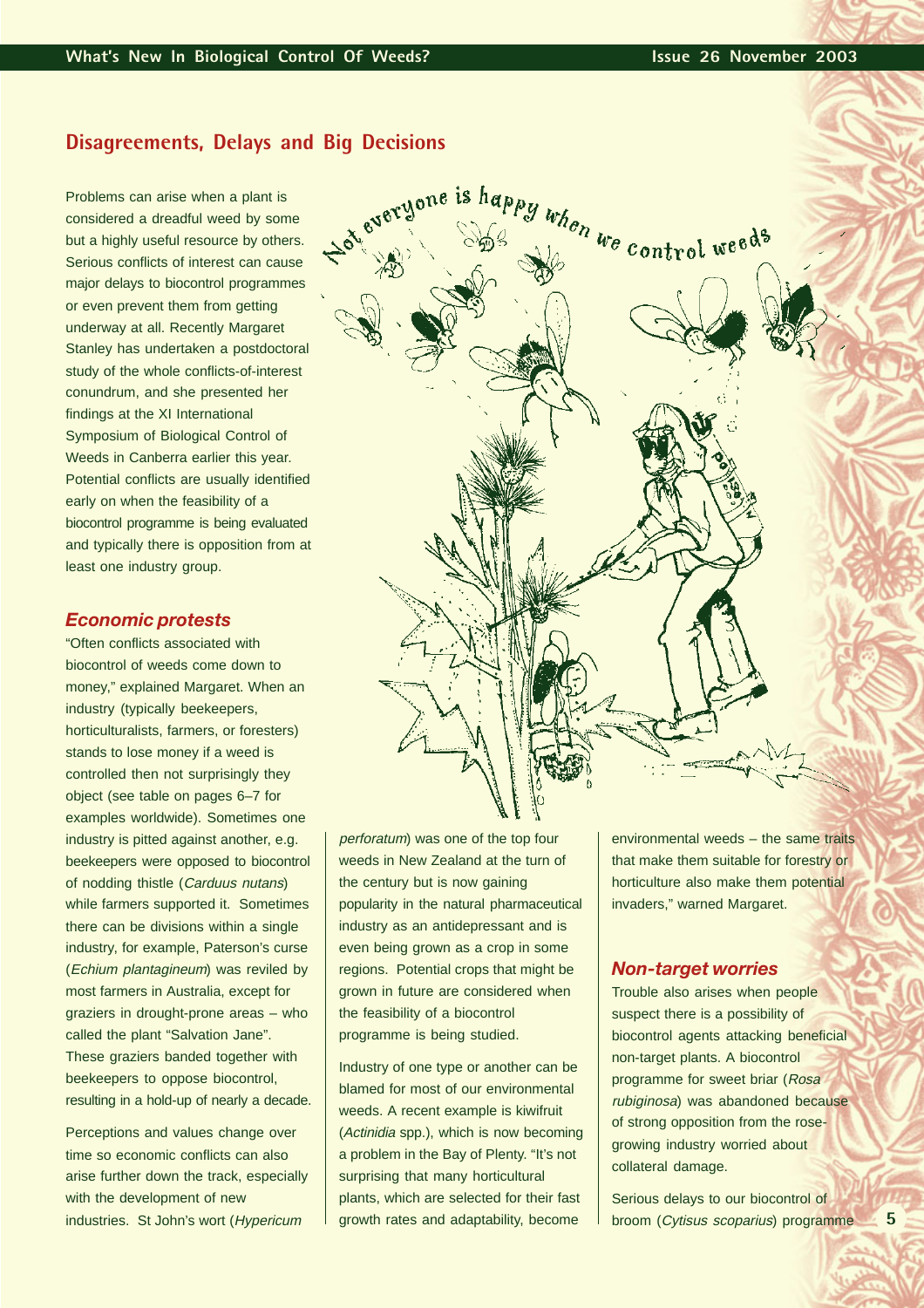## Disagreements, Delays and Big Decisions

Problems can arise when a plant is considered a dreadful weed by some but a highly useful resource by others. Serious conflicts of interest can cause major delays to biocontrol programmes or even prevent them from getting underway at all. Recently Margaret Stanley has undertaken a postdoctoral study of the whole conflicts-of-interest conundrum, and she presented her findings at the XI International Symposium of Biological Control of Weeds in Canberra earlier this year. Potential conflicts are usually identified early on when the feasibility of a biocontrol programme is being evaluated and typically there is opposition from at least one industry group.

### *Economic protests*

"Often conflicts associated with biocontrol of weeds come down to money," explained Margaret. When an industry (typically beekeepers, horticulturalists, farmers, or foresters) stands to lose money if a weed is controlled then not surprisingly they object (see table on pages 6–7 for examples worldwide). Sometimes one industry is pitted against another, e.g. beekeepers were opposed to biocontrol of nodding thistle (*Carduus nutans*) while farmers supported it. Sometimes there can be divisions within a single industry, for example, Paterson's curse (*Echium plantagineum*) was reviled by most farmers in Australia, except for graziers in drought-prone areas – who called the plant "Salvation Jane". These graziers banded together with beekeepers to oppose biocontrol, resulting in a hold-up of nearly a decade.

Perceptions and values change over time so economic conflicts can also arise further down the track, especially with the development of new industries. St John's wort (*Hypericum perforatum*) was one of the top four weeds in New Zealand at the turn of the century but is now gaining popularity in the natural pharmaceutical industry as an antidepressant and is even being grown as a crop in some regions. Potential crops that might be grown in future are considered when the feasibility of a biocontrol programme is being studied.

Industry of one type or another can be blamed for most of our environmental weeds. A recent example is kiwifruit (*Actinidia* spp.), which is now becoming a problem in the Bay of Plenty. "It's not surprising that many horticultural plants, which are selected for their fast growth rates and adaptability, become environmental weeds – the same traits that make them suitable for forestry or horticulture also make them potential invaders," warned Margaret.

### *Non-target worries*

Trouble also arises when people suspect there is a possibility of biocontrol agents attacking beneficial non-target plants. A biocontrol programme for sweet briar (*Rosa rubiginosa*) was abandoned because of strong opposition from the rose-growing industry worried about collateral damage.

Serious delays to our biocontrol of broom (*Cytisus scoparius*) programme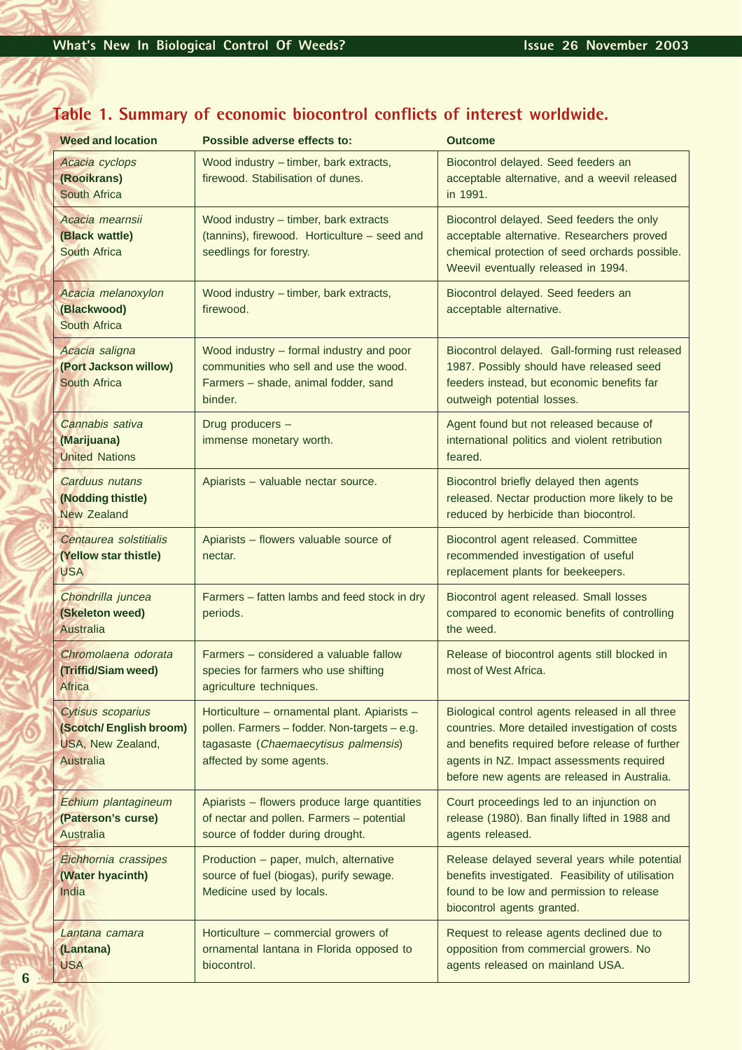## Table 1. Summary of economic biocontrol conflicts of interest worldwide.

| Weed and location | Possible adverse effects to: | Outcome |
|---|---|---|
| *Acacia cyclops* **(Rooikrans)** South Africa | Wood industry – timber, bark extracts, firewood. Stabilisation of dunes. | Biocontrol delayed. Seed feeders an acceptable alternative, and a weevil released in 1991. |
| *Acacia mearnsii* **(Black wattle)** South Africa | Wood industry – timber, bark extracts (tannins), firewood. Horticulture – seed and seedlings for forestry. | Biocontrol delayed. Seed feeders the only acceptable alternative. Researchers proved chemical protection of seed orchards possible. Weevil eventually released in 1994. |
| *Acacia melanoxylon* **(Blackwood)** South Africa | Wood industry – timber, bark extracts, firewood. | Biocontrol delayed. Seed feeders an acceptable alternative. |
| *Acacia saligna* **(Port Jackson willow)** South Africa | Wood industry – formal industry and poor communities who sell and use the wood. Farmers – shade, animal fodder, sand binder. | Biocontrol delayed. Gall-forming rust released 1987. Possibly should have released seed feeders instead, but economic benefits far outweigh potential losses. |
| *Cannabis sativa* **(Marijuana)** United Nations | Drug producers – immense monetary worth. | Agent found but not released because of international politics and violent retribution feared. |
| *Carduus nutans* **(Nodding thistle)** New Zealand | Apiarists – valuable nectar source. | Biocontrol briefly delayed then agents released. Nectar production more likely to be reduced by herbicide than biocontrol. |
| *Centaurea solstitialis* **(Yellow star thistle)** USA | Apiarists – flowers valuable source of nectar. | Biocontrol agent released. Committee recommended investigation of useful replacement plants for beekeepers. |
| *Chondrilla juncea* **(Skeleton weed)** Australia | Farmers – fatten lambs and feed stock in dry periods. | Biocontrol agent released. Small losses compared to economic benefits of controlling the weed. |
| *Chromolaena odorata* **(Triffid/Siam weed)** Africa | Farmers – considered a valuable fallow species for farmers who use shifting agriculture techniques. | Release of biocontrol agents still blocked in most of West Africa. |
| *Cytisus scoparius* **(Scotch/ English broom)** USA, New Zealand, Australia | Horticulture – ornamental plant. Apiarists – pollen. Farmers – fodder. Non-targets – e.g. tagasaste (*Chaemaecytisus palmensis*) affected by some agents. | Biological control agents released in all three countries. More detailed investigation of costs and benefits required before release of further agents in NZ. Impact assessments required before new agents are released in Australia. |
| *Echium plantagineum* **(Paterson's curse)** Australia | Apiarists – flowers produce large quantities of nectar and pollen. Farmers – potential source of fodder during drought. | Court proceedings led to an injunction on release (1980). Ban finally lifted in 1988 and agents released. |
| *Eichhornia crassipes* **(Water hyacinth)** India | Production – paper, mulch, alternative source of fuel (biogas), purify sewage. Medicine used by locals. | Release delayed several years while potential benefits investigated. Feasibility of utilisation found to be low and permission to release biocontrol agents granted. |
| *Lantana camara* **(Lantana)** USA | Horticulture – commercial growers of ornamental lantana in Florida opposed to biocontrol. | Request to release agents declined due to opposition from commercial growers. No agents released on mainland USA. |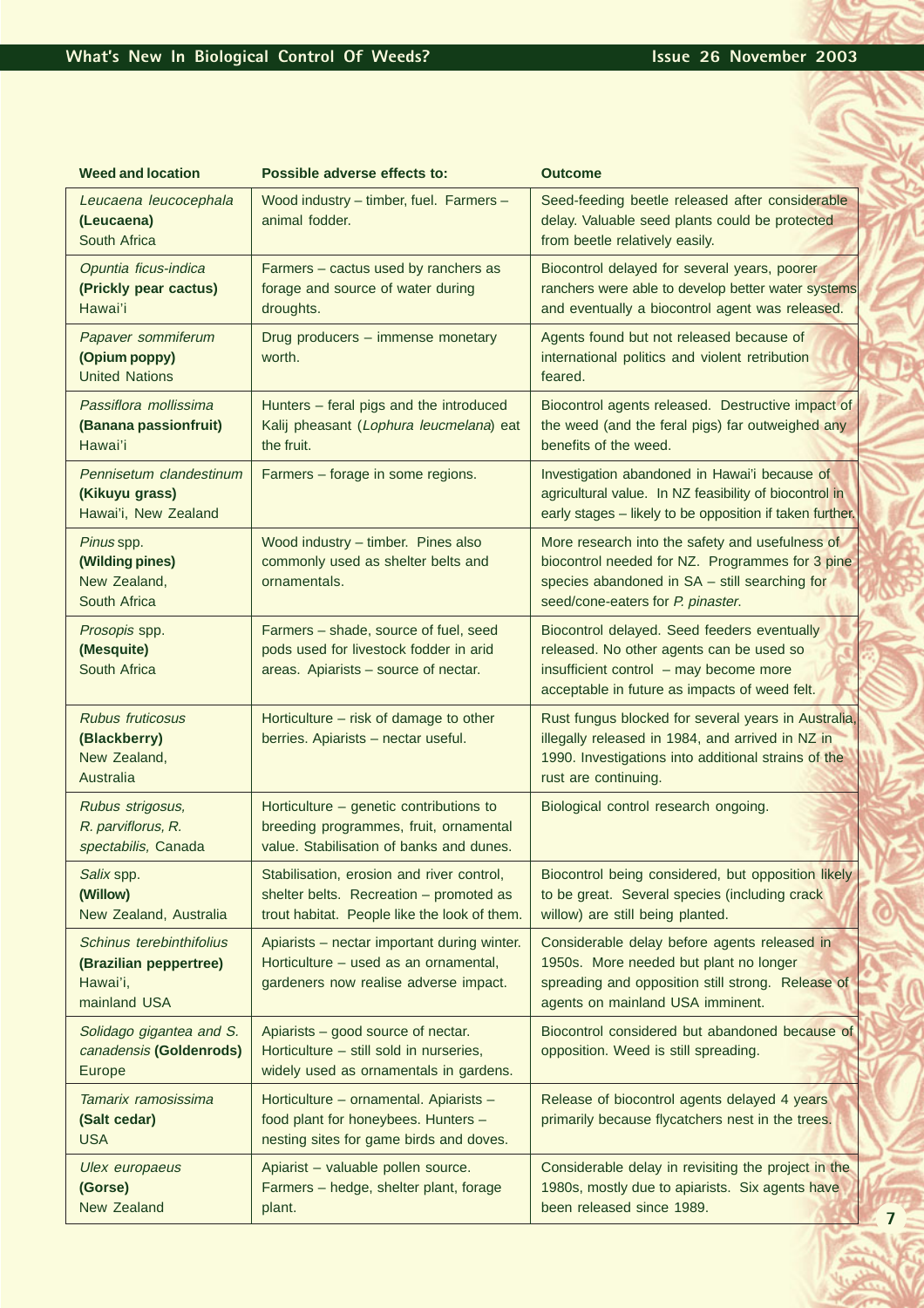| Weed and location | Possible adverse effects to: | Outcome |
|---|---|---|
| *Leucaena leucocephala* **(Leucaena)** South Africa | Wood industry – timber, fuel. Farmers – animal fodder. | Seed-feeding beetle released after considerable delay. Valuable seed plants could be protected from beetle relatively easily. |
| *Opuntia ficus-indica* **(Prickly pear cactus)** Hawai'i | Farmers – cactus used by ranchers as forage and source of water during droughts. | Biocontrol delayed for several years, poorer ranchers were able to develop better water systems and eventually a biocontrol agent was released. |
| *Papaver sommiferum* **(Opium poppy)** United Nations | Drug producers – immense monetary worth. | Agents found but not released because of international politics and violent retribution feared. |
| *Passiflora mollissima* **(Banana passionfruit)** Hawai'i | Hunters – feral pigs and the introduced Kalij pheasant (*Lophura leucmelana*) eat the fruit. | Biocontrol agents released. Destructive impact of the weed (and the feral pigs) far outweighed any benefits of the weed. |
| *Pennisetum clandestinum* **(Kikuyu grass)** Hawai'i, New Zealand | Farmers – forage in some regions. | Investigation abandoned in Hawai'i because of agricultural value. In NZ feasibility of biocontrol in early stages – likely to be opposition if taken further. |
| *Pinus* spp. **(Wilding pines)** New Zealand, South Africa | Wood industry – timber. Pines also commonly used as shelter belts and ornamentals. | More research into the safety and usefulness of biocontrol needed for NZ. Programmes for 3 pine species abandoned in SA – still searching for seed/cone-eaters for *P. pinaster*. |
| *Prosopis* spp. **(Mesquite)** South Africa | Farmers – shade, source of fuel, seed pods used for livestock fodder in arid areas. Apiarists – source of nectar. | Biocontrol delayed. Seed feeders eventually released. No other agents can be used so insufficient control – may become more acceptable in future as impacts of weed felt. |
| *Rubus fruticosus* **(Blackberry)** New Zealand, Australia | Horticulture – risk of damage to other berries. Apiarists – nectar useful. | Rust fungus blocked for several years in Australia, illegally released in 1984, and arrived in NZ in 1990. Investigations into additional strains of the rust are continuing. |
| *Rubus strigosus, R. parviflorus, R. spectabilis,* Canada | Horticulture – genetic contributions to breeding programmes, fruit, ornamental value. Stabilisation of banks and dunes. | Biological control research ongoing. |
| *Salix* spp. **(Willow)** New Zealand, Australia | Stabilisation, erosion and river control, shelter belts. Recreation – promoted as trout habitat. People like the look of them. | Biocontrol being considered, but opposition likely to be great. Several species (including crack willow) are still being planted. |
| *Schinus terebinthifolius* **(Brazilian peppertree)** Hawai'i, mainland USA | Apiarists – nectar important during winter. Horticulture – used as an ornamental, gardeners now realise adverse impact. | Considerable delay before agents released in 1950s. More needed but plant no longer spreading and opposition still strong. Release of agents on mainland USA imminent. |
| *Solidago gigantea and S. canadensis* **(Goldenrods)** Europe | Apiarists – good source of nectar. Horticulture – still sold in nurseries, widely used as ornamentals in gardens. | Biocontrol considered but abandoned because of opposition. Weed is still spreading. |
| *Tamarix ramosissima* **(Salt cedar)** USA | Horticulture – ornamental. Apiarists – food plant for honeybees. Hunters – nesting sites for game birds and doves. | Release of biocontrol agents delayed 4 years primarily because flycatchers nest in the trees. |
| *Ulex europaeus* **(Gorse)** New Zealand | Apiarist – valuable pollen source. Farmers – hedge, shelter plant, forage plant. | Considerable delay in revisiting the project in the 1980s, mostly due to apiarists. Six agents have been released since 1989. |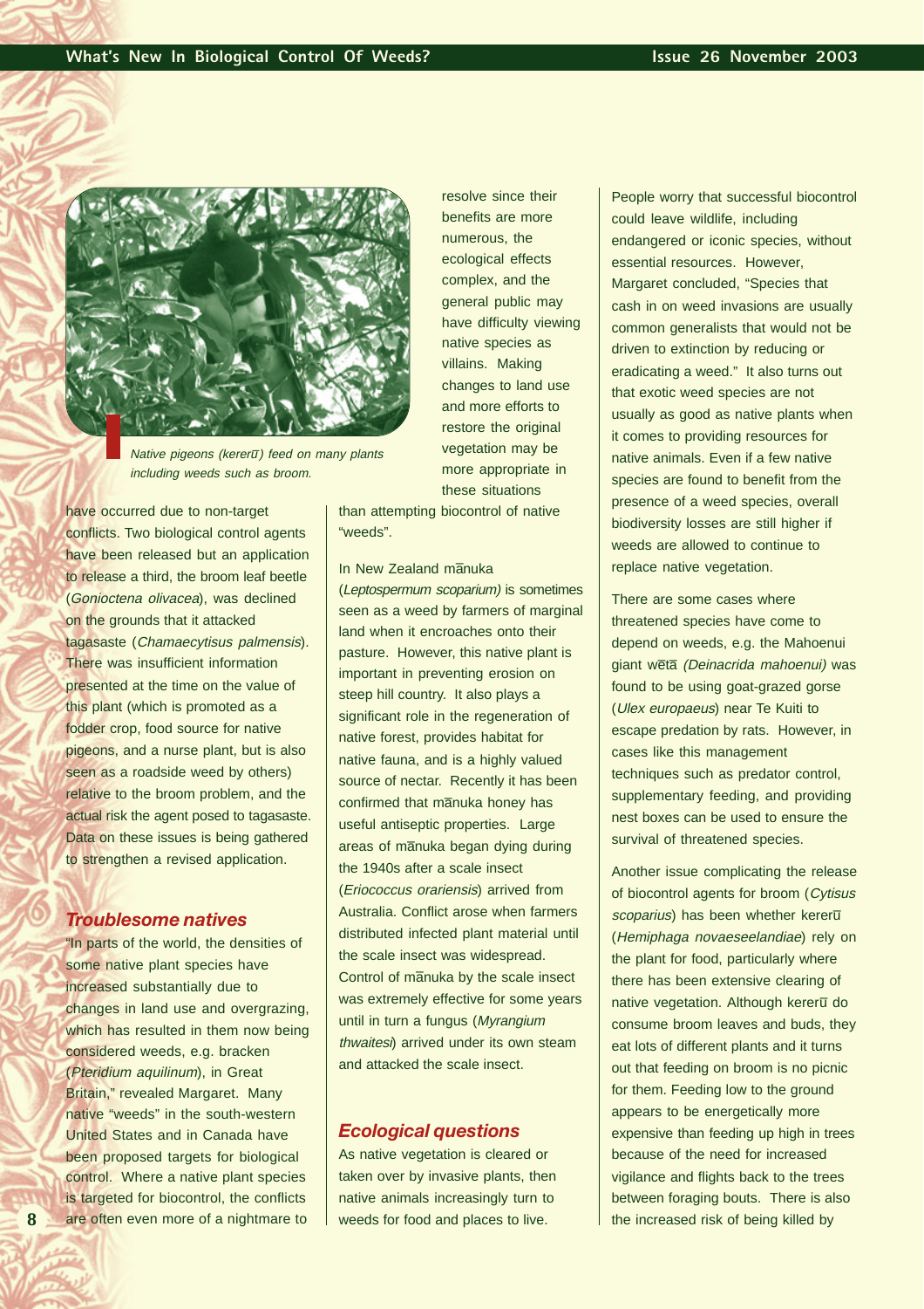Native pigeons (kererū) feed on many plants including weeds such as broom.

have occurred due to non-target conflicts. Two biological control agents have been released but an application to release a third, the broom leaf beetle (*Gonioctena olivacea*), was declined on the grounds that it attacked tagasaste (*Chamaecytisus palmensis*). There was insufficient information presented at the time on the value of this plant (which is promoted as a fodder crop, food source for native pigeons, and a nurse plant, but is also seen as a roadside weed by others) relative to the broom problem, and the actual risk the agent posed to tagasaste. Data on these issues is being gathered to strengthen a revised application.

### Troublesome natives

"In parts of the world, the densities of some native plant species have increased substantially due to changes in land use and overgrazing, which has resulted in them now being considered weeds, e.g. bracken (*Pteridium aquilinum*), in Great Britain," revealed Margaret. Many native "weeds" in the south-western United States and in Canada have been proposed targets for biological control. Where a native plant species is targeted for biocontrol, the conflicts are often even more of a nightmare to resolve since their benefits are more numerous, the ecological effects complex, and the general public may have difficulty viewing native species as villains. Making changes to land use and more efforts to restore the original vegetation may be more appropriate in these situations than attempting biocontrol of native "weeds".

In New Zealand mānuka (*Leptospermum scoparium)* is sometimes seen as a weed by farmers of marginal land when it encroaches onto their pasture. However, this native plant is important in preventing erosion on steep hill country. It also plays a significant role in the regeneration of native forest, provides habitat for native fauna, and is a highly valued source of nectar. Recently it has been confirmed that mānuka honey has useful antiseptic properties. Large areas of mānuka began dying during the 1940s after a scale insect (*Eriococcus orariensis*) arrived from Australia. Conflict arose when farmers distributed infected plant material until the scale insect was widespread. Control of mānuka by the scale insect was extremely effective for some years until in turn a fungus (*Myrangium thwaitesi*) arrived under its own steam and attacked the scale insect.

### Ecological questions

As native vegetation is cleared or taken over by invasive plants, then native animals increasingly turn to weeds for food and places to live. People worry that successful biocontrol could leave wildlife, including endangered or iconic species, without essential resources. However, Margaret concluded, "Species that cash in on weed invasions are usually common generalists that would not be driven to extinction by reducing or eradicating a weed." It also turns out that exotic weed species are not usually as good as native plants when it comes to providing resources for native animals. Even if a few native species are found to benefit from the presence of a weed species, overall biodiversity losses are still higher if weeds are allowed to continue to replace native vegetation.

There are some cases where threatened species have come to depend on weeds, e.g. the Mahoenui giant wētā *(Deinacrida mahoenui)* was found to be using goat-grazed gorse (*Ulex europaeus*) near Te Kuiti to escape predation by rats. However, in cases like this management techniques such as predator control, supplementary feeding, and providing nest boxes can be used to ensure the survival of threatened species.

Another issue complicating the release of biocontrol agents for broom (*Cytisus scoparius*) has been whether kererū (*Hemiphaga novaeseelandiae*) rely on the plant for food, particularly where there has been extensive clearing of native vegetation. Although kererū do consume broom leaves and buds, they eat lots of different plants and it turns out that feeding on broom is no picnic for them. Feeding low to the ground appears to be energetically more expensive than feeding up high in trees because of the need for increased vigilance and flights back to the trees between foraging bouts. There is also the increased risk of being killed by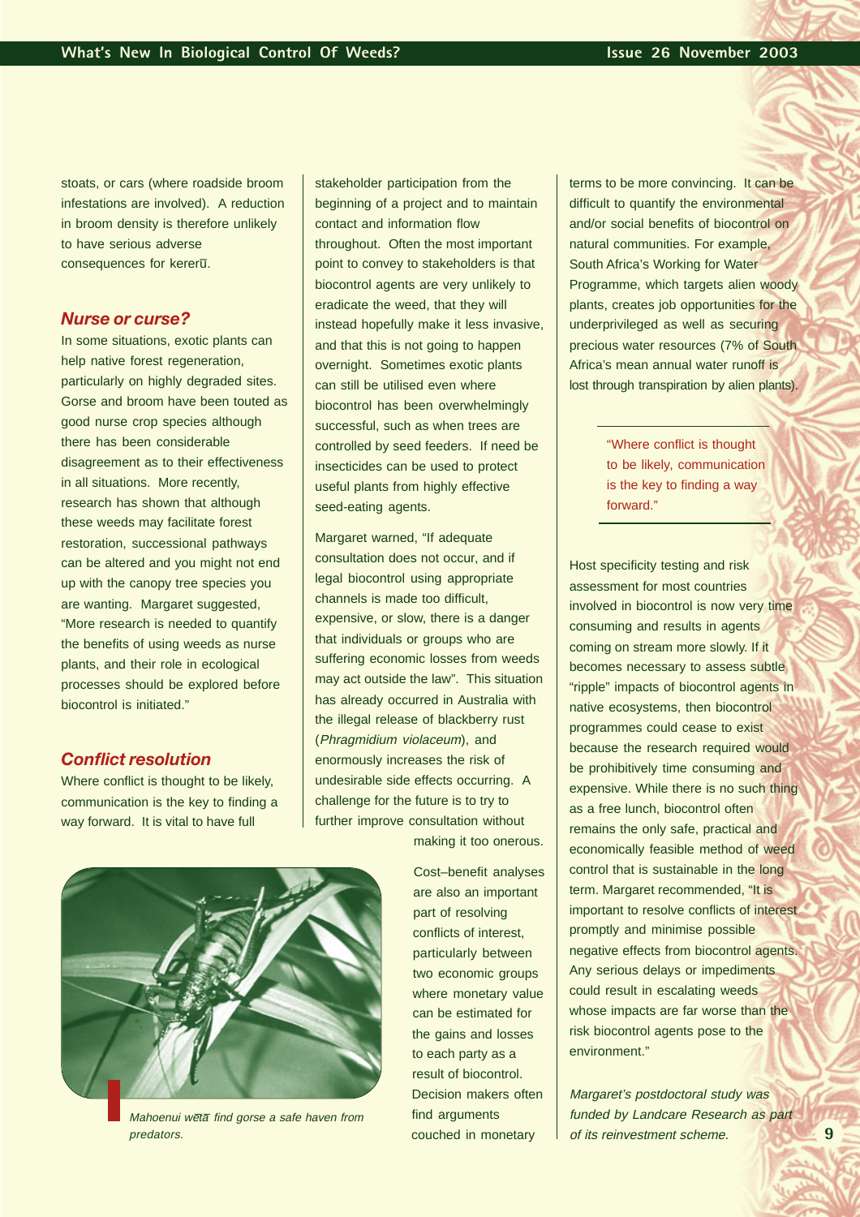stoats, or cars (where roadside broom infestations are involved). A reduction in broom density is therefore unlikely to have serious adverse consequences for kererū.

### *Nurse or curse?*

In some situations, exotic plants can help native forest regeneration, particularly on highly degraded sites. Gorse and broom have been touted as good nurse crop species although there has been considerable disagreement as to their effectiveness in all situations. More recently, research has shown that although these weeds may facilitate forest restoration, successional pathways can be altered and you might not end up with the canopy tree species you are wanting. Margaret suggested, "More research is needed to quantify the benefits of using weeds as nurse plants, and their role in ecological processes should be explored before biocontrol is initiated."

### *Conflict resolution*

Where conflict is thought to be likely, communication is the key to finding a way forward. It is vital to have full stakeholder participation from the beginning of a project and to maintain contact and information flow throughout. Often the most important point to convey to stakeholders is that biocontrol agents are very unlikely to eradicate the weed, that they will instead hopefully make it less invasive, and that this is not going to happen overnight. Sometimes exotic plants can still be utilised even where biocontrol has been overwhelmingly successful, such as when trees are controlled by seed feeders. If need be insecticides can be used to protect useful plants from highly effective seed-eating agents.

Margaret warned, "If adequate consultation does not occur, and if legal biocontrol using appropriate channels is made too difficult, expensive, or slow, there is a danger that individuals or groups who are suffering economic losses from weeds may act outside the law". This situation has already occurred in Australia with the illegal release of blackberry rust (*Phragmidium violaceum*), and enormously increases the risk of undesirable side effects occurring. A challenge for the future is to try to further improve consultation without making it too onerous.

*Mahoenui wētā find gorse a safe haven from predators.*

Cost–benefit analyses are also an important part of resolving conflicts of interest, particularly between two economic groups where monetary value can be estimated for the gains and losses to each party as a result of biocontrol. Decision makers often find arguments couched in monetary terms to be more convincing. It can be difficult to quantify the environmental and/or social benefits of biocontrol on natural communities. For example, South Africa's Working for Water Programme, which targets alien woody plants, creates job opportunities for the underprivileged as well as securing precious water resources (7% of South Africa's mean annual water runoff is lost through transpiration by alien plants).

> "Where conflict is thought to be likely, communication is the key to finding a way forward."

Host specificity testing and risk assessment for most countries involved in biocontrol is now very time consuming and results in agents coming on stream more slowly. If it becomes necessary to assess subtle "ripple" impacts of biocontrol agents in native ecosystems, then biocontrol programmes could cease to exist because the research required would be prohibitively time consuming and expensive. While there is no such thing as a free lunch, biocontrol often remains the only safe, practical and economically feasible method of weed control that is sustainable in the long term. Margaret recommended, "It is important to resolve conflicts of interest promptly and minimise possible negative effects from biocontrol agents. Any serious delays or impediments could result in escalating weeds whose impacts are far worse than the risk biocontrol agents pose to the environment."

*Margaret's postdoctoral study was funded by Landcare Research as part of its reinvestment scheme.*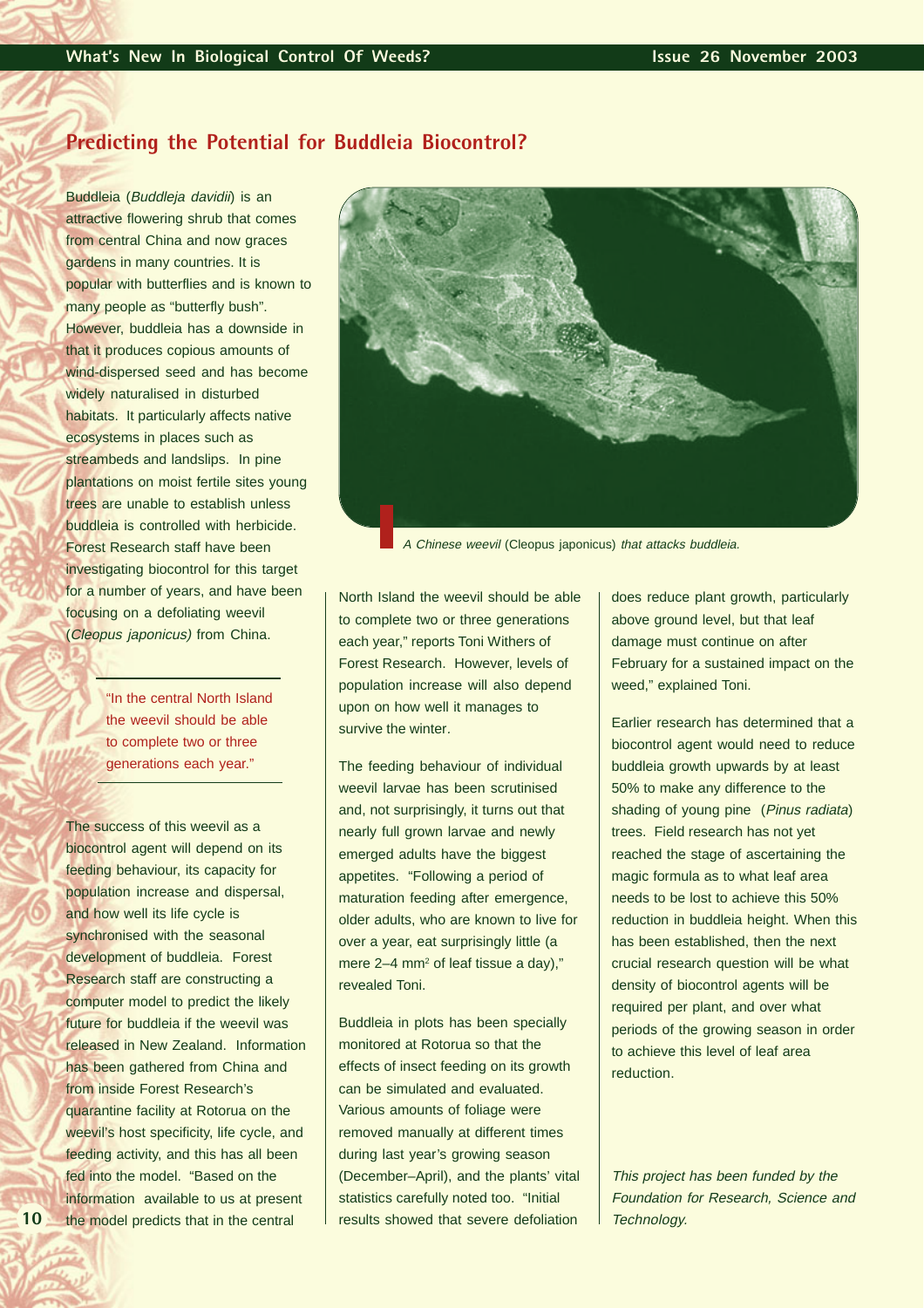## Predicting the Potential for Buddleia Biocontrol?

Buddleia (*Buddleja davidii*) is an attractive flowering shrub that comes from central China and now graces gardens in many countries. It is popular with butterflies and is known to many people as "butterfly bush". However, buddleia has a downside in that it produces copious amounts of wind-dispersed seed and has become widely naturalised in disturbed habitats. It particularly affects native ecosystems in places such as streambeds and landslips. In pine plantations on moist fertile sites young trees are unable to establish unless buddleia is controlled with herbicide. Forest Research staff have been investigating biocontrol for this target for a number of years, and have been focusing on a defoliating weevil (*Cleopus japonicus)* from China.

> "In the central North Island the weevil should be able to complete two or three generations each year."

The success of this weevil as a biocontrol agent will depend on its feeding behaviour, its capacity for population increase and dispersal, and how well its life cycle is synchronised with the seasonal development of buddleia. Forest Research staff are constructing a computer model to predict the likely future for buddleia if the weevil was released in New Zealand. Information has been gathered from China and from inside Forest Research's quarantine facility at Rotorua on the weevil's host specificity, life cycle, and feeding activity, and this has all been fed into the model. "Based on the information available to us at present the model predicts that in the central North Island the weevil should be able to complete two or three generations each year," reports Toni Withers of Forest Research. However, levels of population increase will also depend upon on how well it manages to survive the winter.

*A Chinese weevil* (Cleopus japonicus) *that attacks buddleia.*

The feeding behaviour of individual weevil larvae has been scrutinised and, not surprisingly, it turns out that nearly full grown larvae and newly emerged adults have the biggest appetites. "Following a period of maturation feeding after emergence, older adults, who are known to live for over a year, eat surprisingly little (a mere 2–4 mm$^2$ of leaf tissue a day)," revealed Toni.

Buddleia in plots has been specially monitored at Rotorua so that the effects of insect feeding on its growth can be simulated and evaluated. Various amounts of foliage were removed manually at different times during last year's growing season (December–April), and the plants' vital statistics carefully noted too. "Initial results showed that severe defoliation does reduce plant growth, particularly above ground level, but that leaf damage must continue on after February for a sustained impact on the weed," explained Toni.

Earlier research has determined that a biocontrol agent would need to reduce buddleia growth upwards by at least 50% to make any difference to the shading of young pine (*Pinus radiata*) trees. Field research has not yet reached the stage of ascertaining the magic formula as to what leaf area needs to be lost to achieve this 50% reduction in buddleia height. When this has been established, then the next crucial research question will be what density of biocontrol agents will be required per plant, and over what periods of the growing season in order to achieve this level of leaf area reduction.

*This project has been funded by the Foundation for Research, Science and Technology.*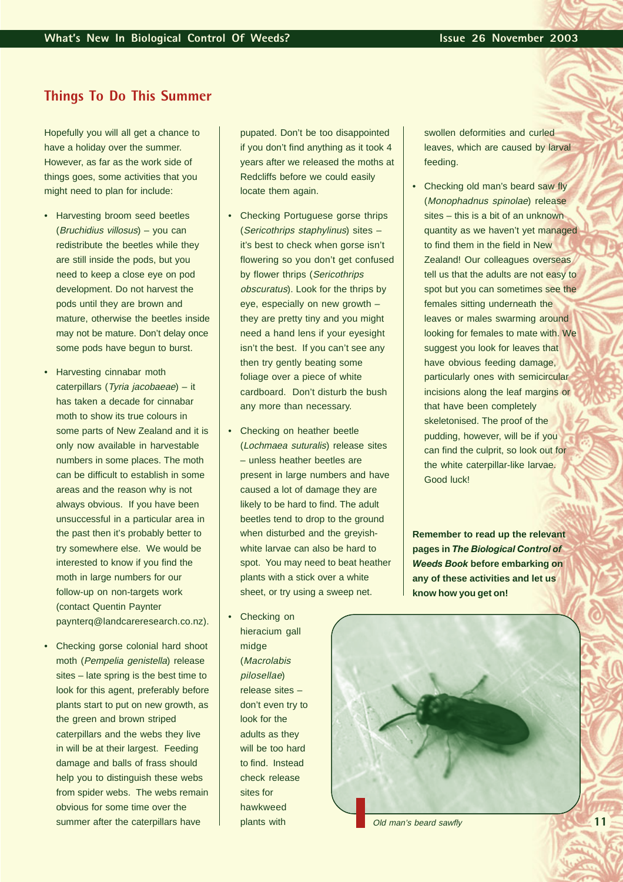## Things To Do This Summer

Hopefully you will all get a chance to have a holiday over the summer. However, as far as the work side of things goes, some activities that you might need to plan for include:

- Harvesting broom seed beetles (*Bruchidius villosus*) – you can redistribute the beetles while they are still inside the pods, but you need to keep a close eye on pod development. Do not harvest the pods until they are brown and mature, otherwise the beetles inside may not be mature. Don't delay once some pods have begun to burst.
- Harvesting cinnabar moth caterpillars (*Tyria jacobaeae*) – it has taken a decade for cinnabar moth to show its true colours in some parts of New Zealand and it is only now available in harvestable numbers in some places. The moth can be difficult to establish in some areas and the reason why is not always obvious. If you have been unsuccessful in a particular area in the past then it's probably better to try somewhere else. We would be interested to know if you find the moth in large numbers for our follow-up on non-targets work (contact Quentin Paynter paynterq@landcareresearch.co.nz).
- Checking gorse colonial hard shoot moth (*Pempelia genistella*) release sites – late spring is the best time to look for this agent, preferably before plants start to put on new growth, as the green and brown striped caterpillars and the webs they live in will be at their largest. Feeding damage and balls of frass should help you to distinguish these webs from spider webs. The webs remain obvious for some time over the summer after the caterpillars have pupated. Don't be too disappointed if you don't find anything as it took 4 years after we released the moths at Redcliffs before we could easily locate them again.
- Checking Portuguese gorse thrips (*Sericothrips staphylinus*) sites – it's best to check when gorse isn't flowering so you don't get confused by flower thrips (*Sericothrips obscuratus*). Look for the thrips by eye, especially on new growth – they are pretty tiny and you might need a hand lens if your eyesight isn't the best. If you can't see any then try gently beating some foliage over a piece of white cardboard. Don't disturb the bush any more than necessary.
- Checking on heather beetle (*Lochmaea suturalis*) release sites – unless heather beetles are present in large numbers and have caused a lot of damage they are likely to be hard to find. The adult beetles tend to drop to the ground when disturbed and the greyish-white larvae can also be hard to spot. You may need to beat heather plants with a stick over a white sheet, or try using a sweep net.
- Checking on hieracium gall midge (*Macrolabis pilosellae*) release sites – don't even try to look for the adults as they will be too hard to find. Instead check release sites for hawkweed plants with swollen deformities and curled leaves, which are caused by larval feeding.
- Checking old man's beard saw fly (*Monophadnus spinolae*) release sites – this is a bit of an unknown quantity as we haven't yet managed to find them in the field in New Zealand! Our colleagues overseas tell us that the adults are not easy to spot but you can sometimes see the females sitting underneath the leaves or males swarming around looking for females to mate with. We suggest you look for leaves that have obvious feeding damage, particularly ones with semicircular incisions along the leaf margins or that have been completely skeletonised. The proof of the pudding, however, will be if you can find the culprit, so look out for the white caterpillar-like larvae. Good luck!

**Remember to read up the relevant pages in *The Biological Control of Weeds Book* before embarking on any of these activities and let us know how you get on!**

*Old man's beard sawfly*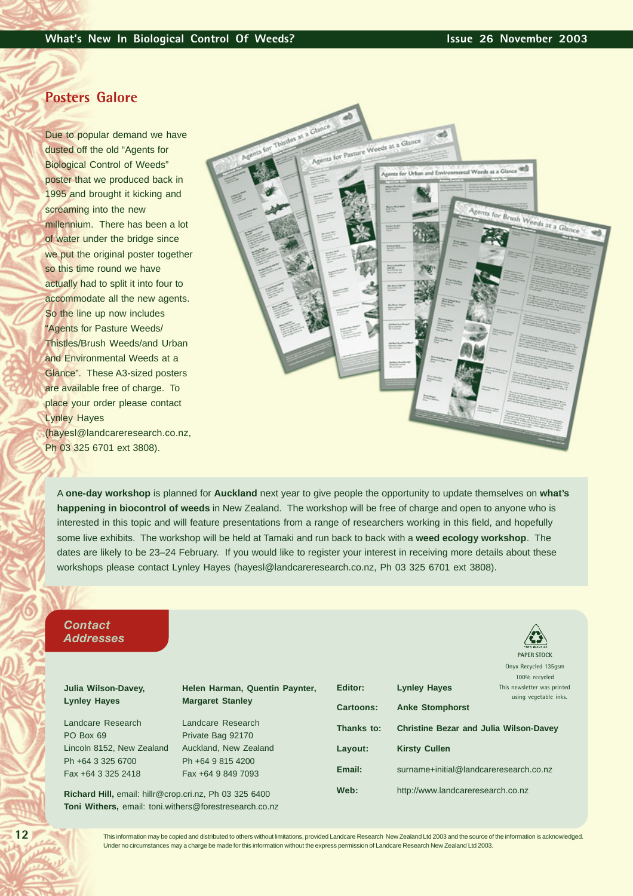## Posters Galore

Due to popular demand we have dusted off the old "Agents for Biological Control of Weeds" poster that we produced back in 1995 and brought it kicking and screaming into the new millennium. There has been a lot of water under the bridge since we put the original poster together so this time round we have actually had to split it into four to accommodate all the new agents. So the line up now includes "Agents for Pasture Weeds/ Thistles/Brush Weeds/and Urban and Environmental Weeds at a Glance". These A3-sized posters are available free of charge. To place your order please contact Lynley Hayes (hayesl@landcareresearch.co.nz, Ph 03 325 6701 ext 3808).

A **one-day workshop** is planned for **Auckland** next year to give people the opportunity to update themselves on **what's happening in biocontrol of weeds** in New Zealand. The workshop will be free of charge and open to anyone who is interested in this topic and will feature presentations from a range of researchers working in this field, and hopefully some live exhibits. The workshop will be held at Tamaki and run back to back with a **weed ecology workshop**. The dates are likely to be 23–24 February. If you would like to register your interest in receiving more details about these workshops please contact Lynley Hayes (hayesl@landcareresearch.co.nz, Ph 03 325 6701 ext 3808).

## *Contact Addresses*

**Julia Wilson-Davey, Lynley Hayes**

Landcare Research
PO Box 69
Lincoln 8152, New Zealand
Ph +64 3 325 6700
Fax +64 3 325 2418

**Helen Harman, Quentin Paynter, Margaret Stanley**

Landcare Research
Private Bag 92170
Auckland, New Zealand
Ph +64 9 815 4200
Fax +64 9 849 7093

**Richard Hill,** email: hillr@crop.cri.nz, Ph 03 325 6400
**Toni Withers,** email: toni.withers@forestresearch.co.nz

| | |
|---|---|
| **Editor:** | **Lynley Hayes** |
| **Cartoons:** | **Anke Stomphorst** |
| **Thanks to:** | **Christine Bezar and Julia Wilson-Davey** |
| **Layout:** | **Kirsty Cullen** |
| **Email:** | surname+initial@landcareresearch.co.nz |
| **Web:** | http://www.landcareresearch.co.nz |

PAPER STOCK
Onyx Recycled 135gsm
100% recycled
This newsletter was printed using vegetable inks.

This information may be copied and distributed to others without limitations, provided Landcare Research New Zealand Ltd 2003 and the source of the information is acknowledged. Under no circumstances may a charge be made for this information without the express permission of Landcare Research New Zealand Ltd 2003.